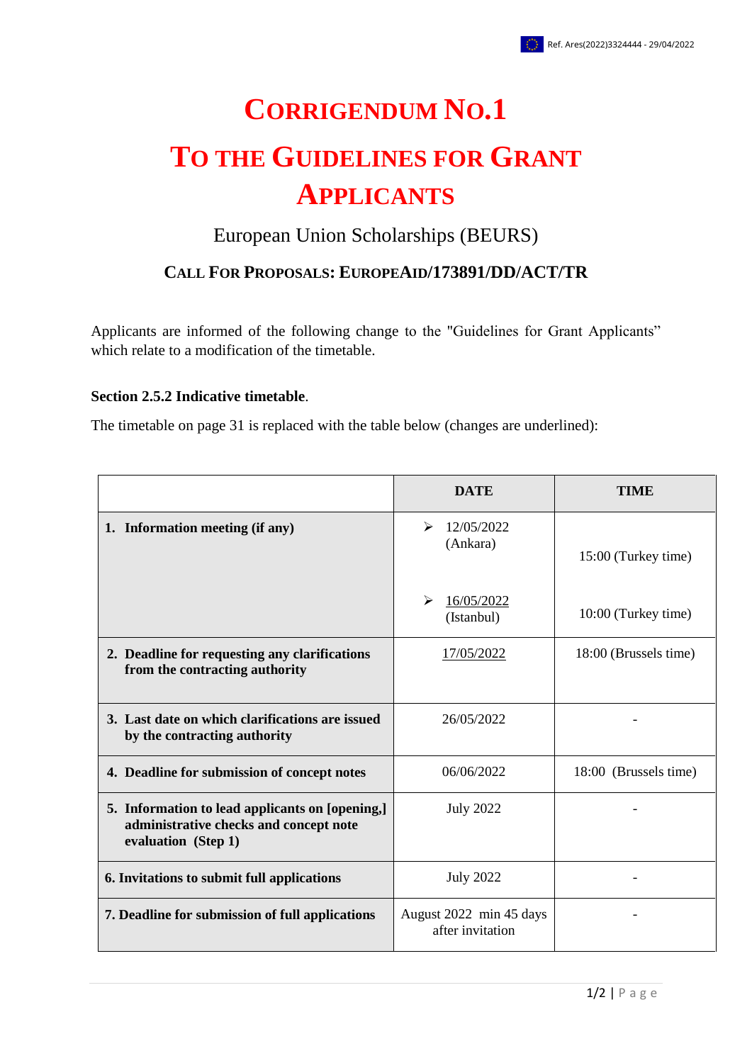Ref. Ares(2022)3324444 - 29/04/2022

# CORRIGENDUM NO.1

# TO THE GUIDELINES FOR GRANT APPLICANTS

## European Union Scholarships (BEURS)

### CALL FOR PROPOSALS: EUROPEAID/173891/DD/ACT/TR

Applicants are informed of the following change to the "Guidelines for Grant Applicants" which relate to a modification of the timetable.

**Section 2.5.2 Indicative timetable**.

The timetable on page 31 is replaced with the table below (changes are underlined):

| | DATE | TIME |
|---|---|---|
| **1. Information meeting (if any)** | ➢ 12/05/2022 (Ankara)<br>➢ <u>16/05/2022</u> (Istanbul) | 15:00 (Turkey time)<br>10:00 (Turkey time) |
| **2. Deadline for requesting any clarifications from the contracting authority** | <u>17/05/2022</u> | 18:00 (Brussels time) |
| **3. Last date on which clarifications are issued by the contracting authority** | 26/05/2022 | - |
| **4. Deadline for submission of concept notes** | 06/06/2022 | 18:00 (Brussels time) |
| **5. Information to lead applicants on [opening,] administrative checks and concept note evaluation (Step 1)** | July 2022 | - |
| **6. Invitations to submit full applications** | July 2022 | - |
| **7. Deadline for submission of full applications** | August 2022 min 45 days after invitation | - |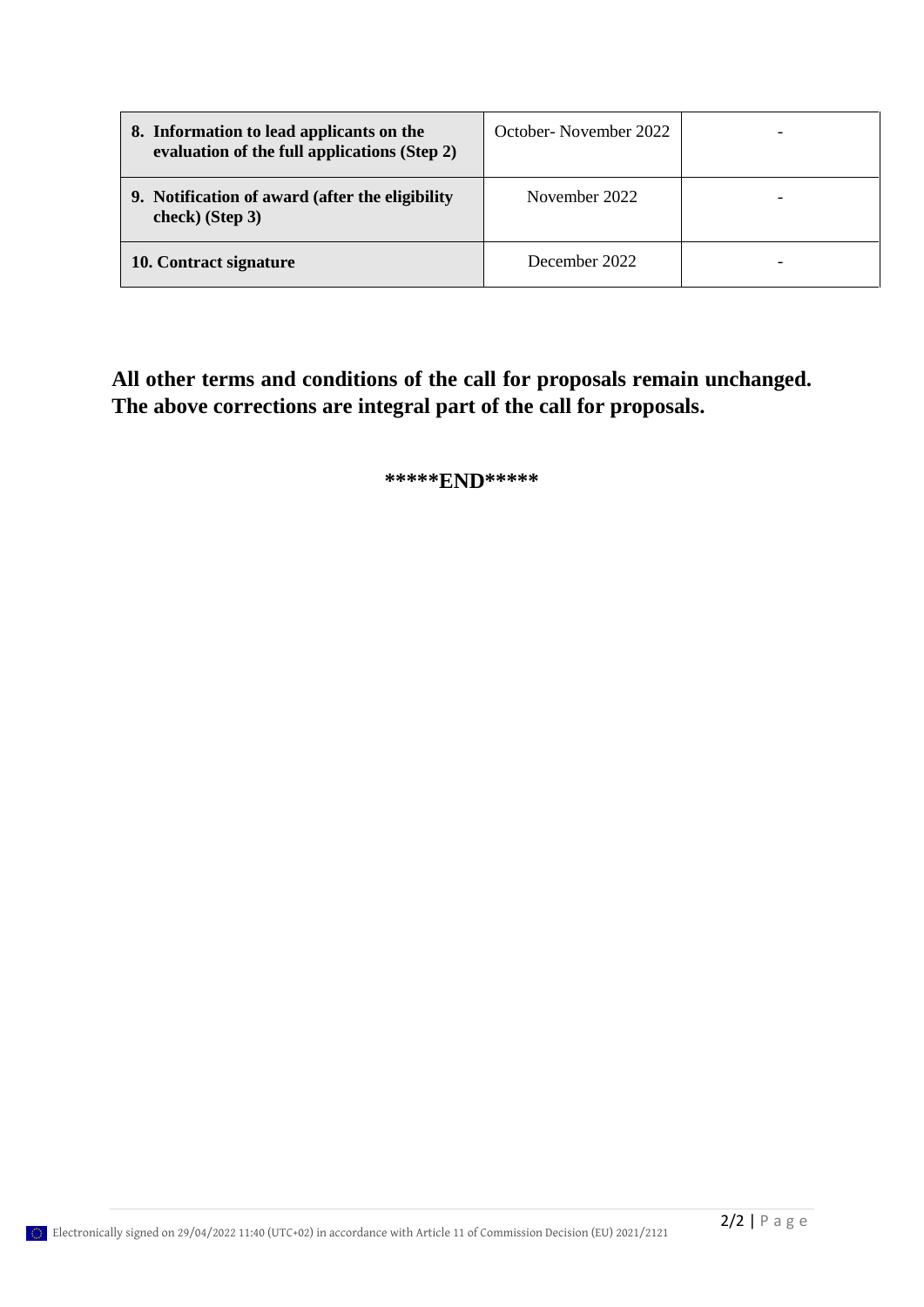| | | |
|---|---|---|
| **8. Information to lead applicants on the evaluation of the full applications (Step 2)** | October- November 2022 | - |
| **9. Notification of award (after the eligibility check) (Step 3)** | November 2022 | - |
| **10. Contract signature** | December 2022 | - |

**All other terms and conditions of the call for proposals remain unchanged. The above corrections are integral part of the call for proposals.**

**\*\*\*\*\*END\*\*\*\*\***

Electronically signed on 29/04/2022 11:40 (UTC+02) in accordance with Article 11 of Commission Decision (EU) 2021/2121